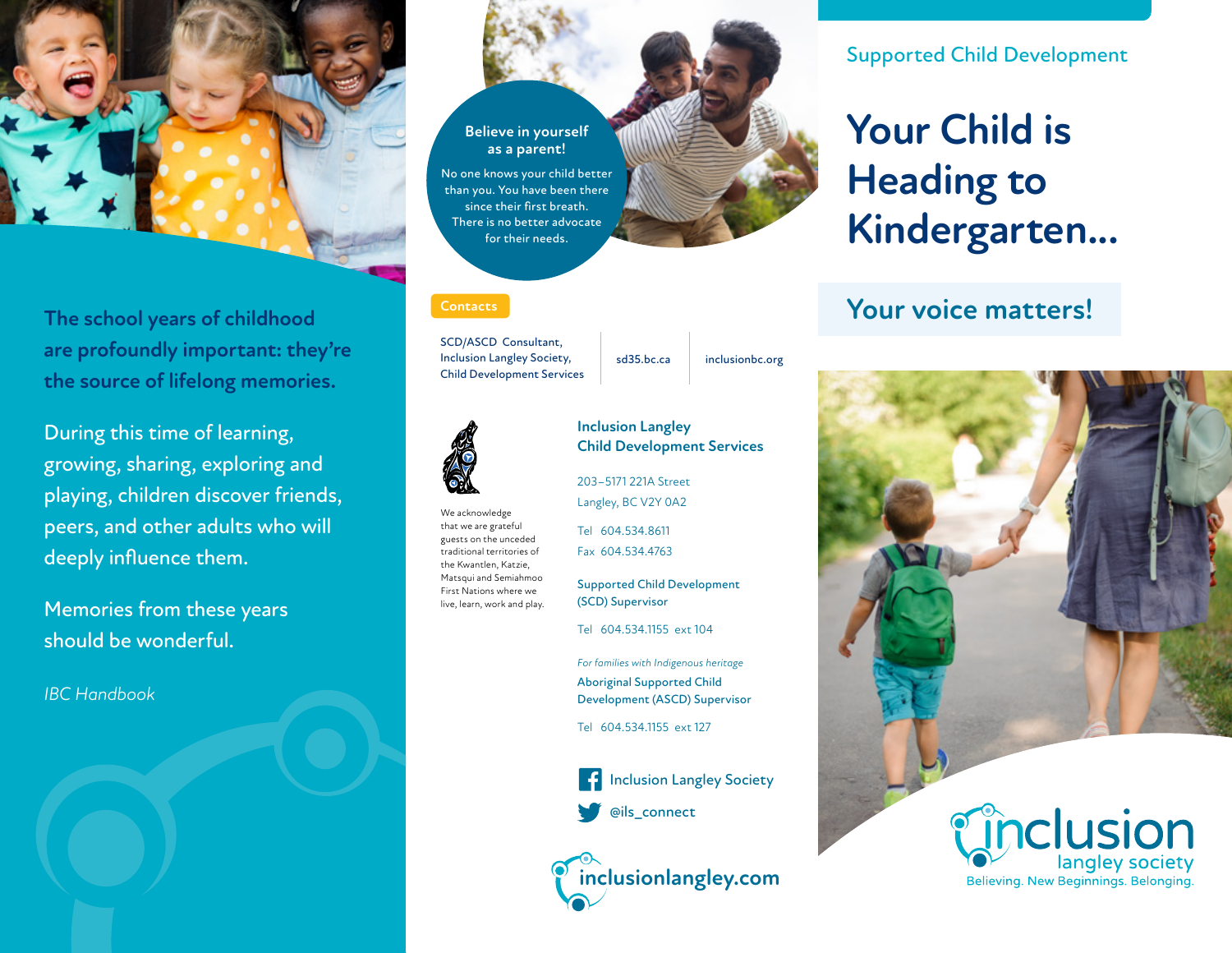The school years of childhood are profoundly important: they're the source of lifelong memories.

During this time of learning, growing, sharing, exploring and playing, children discover friends, peers, and other adults who will deeply influence them.

Memories from these years should be wonderful.

*IBC Handbook*

**Believe in yourself as a parent!**

No one knows your child better than you. You have been there since their first breath. There is no better advocate for their needs.

**Contacts**

| SCD/ASCD Consultant, Inclusion Langley Society, Child Development Services | sd35.bc.ca | inclusionbc.org |
|---|---|---|

We acknowledge that we are grateful guests on the unceded traditional territories of the Kwantlen, Katzie, Matsqui and Semiahmoo First Nations where we live, learn, work and play.

**Inclusion Langley Child Development Services**

203–5171 221A Street
Langley, BC V2Y 0A2

Tel 604.534.8611
Fax 604.534.4763

**Supported Child Development (SCD) Supervisor**

Tel 604.534.1155 ext 104

*For families with Indigenous heritage*

**Aboriginal Supported Child Development (ASCD) Supervisor**

Tel 604.534.1155 ext 127

Inclusion Langley Society

@ils_connect

inclusionlangley.com

Supported Child Development

# Your Child is Heading to Kindergarten...

## Your voice matters!

inclusion langley society
Believing. New Beginnings. Belonging.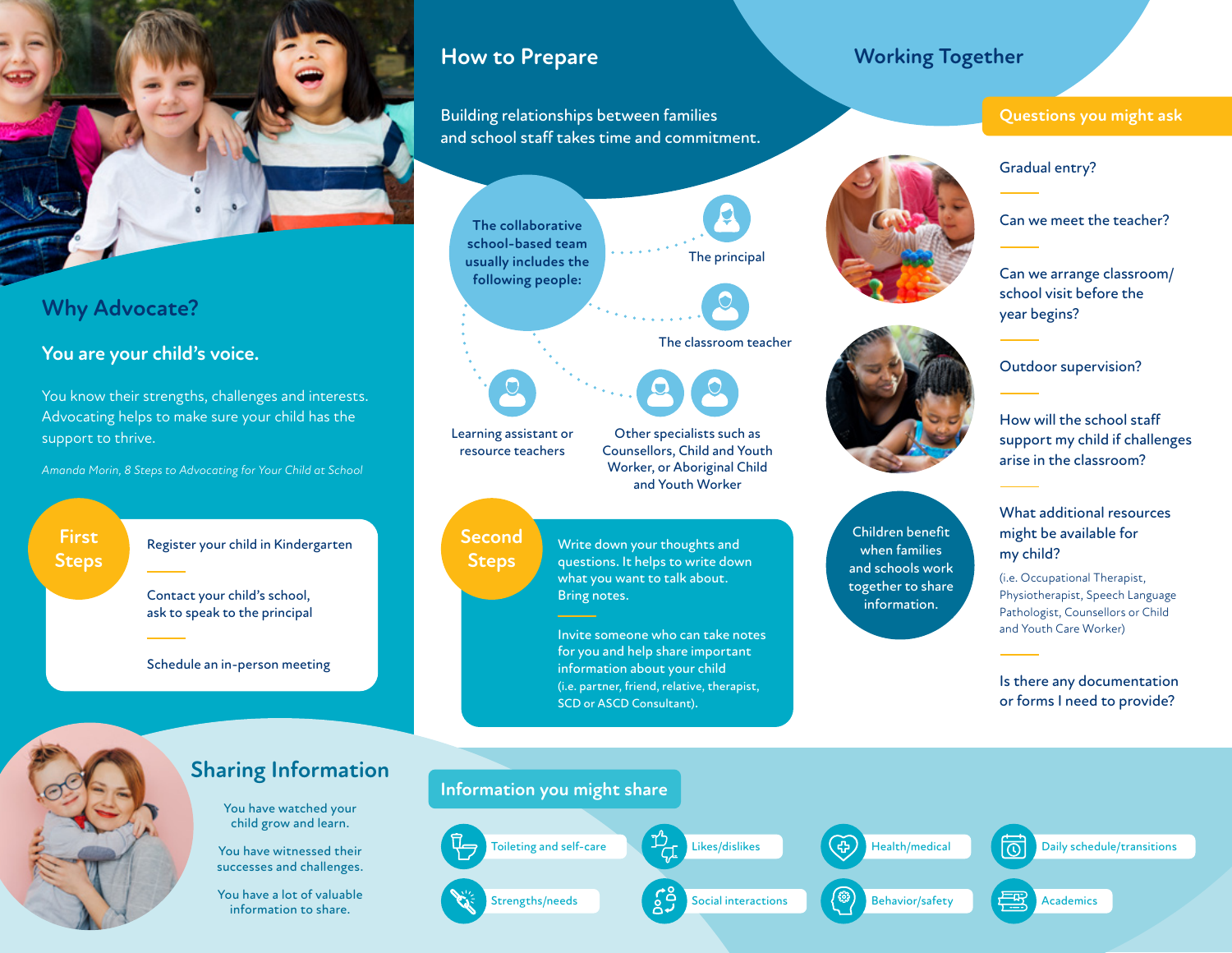## Why Advocate?

### You are your child's voice.

You know their strengths, challenges and interests. Advocating helps to make sure your child has the support to thrive.

*Amanda Morin, 8 Steps to Advocating for Your Child at School*

### First Steps

- Register your child in Kindergarten
- Contact your child's school, ask to speak to the principal
- Schedule an in-person meeting

## Sharing Information

You have watched your child grow and learn.

You have witnessed their successes and challenges.

You have a lot of valuable information to share.

## How to Prepare

Building relationships between families and school staff takes time and commitment.

The collaborative school-based team usually includes the following people:

- The principal
- The classroom teacher
- Learning assistant or resource teachers
- Other specialists such as Counsellors, Child and Youth Worker, or Aboriginal Child and Youth Worker

### Second Steps

- Write down your thoughts and questions. It helps to write down what you want to talk about. Bring notes.
- Invite someone who can take notes for you and help share important information about your child (i.e. partner, friend, relative, therapist, SCD or ASCD Consultant).

### Information you might share

- Toileting and self-care
- Likes/dislikes
- Health/medical
- Daily schedule/transitions
- Strengths/needs
- Social interactions
- Behavior/safety
- Academics

## Working Together

Children benefit when families and schools work together to share information.

### Questions you might ask

- Gradual entry?
- Can we meet the teacher?
- Can we arrange classroom/school visit before the year begins?
- Outdoor supervision?
- How will the school staff support my child if challenges arise in the classroom?
- What additional resources might be available for my child? (i.e. Occupational Therapist, Physiotherapist, Speech Language Pathologist, Counsellors or Child and Youth Care Worker)
- Is there any documentation or forms I need to provide?